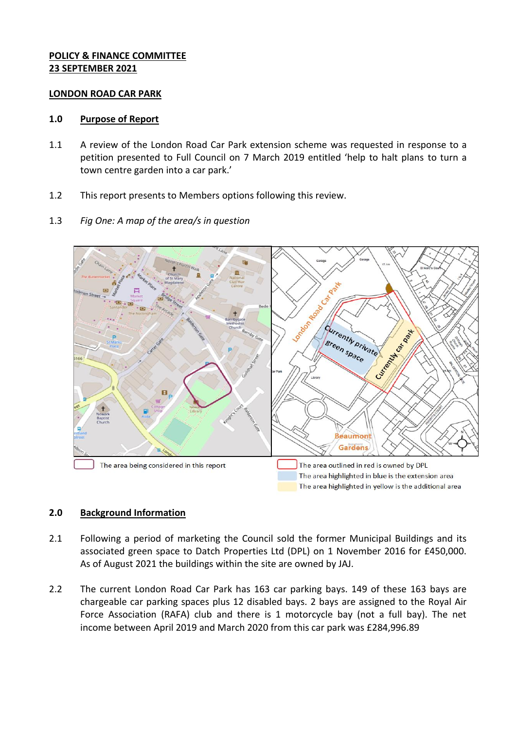**POLICY & FINANCE COMMITTEE**
**23 SEPTEMBER 2021**

**LONDON ROAD CAR PARK**

## 1.0 Purpose of Report

1.1 A review of the London Road Car Park extension scheme was requested in response to a petition presented to Full Council on 7 March 2019 entitled 'help to halt plans to turn a town centre garden into a car park.'

1.2 This report presents to Members options following this review.

1.3 *Fig One: A map of the area/s in question*

The area being considered in this report

The area outlined in red is owned by DPL
The area highlighted in blue is the extension area
The area highlighted in yellow is the additional area

## 2.0 Background Information

2.1 Following a period of marketing the Council sold the former Municipal Buildings and its associated green space to Datch Properties Ltd (DPL) on 1 November 2016 for £450,000. As of August 2021 the buildings within the site are owned by JAJ.

2.2 The current London Road Car Park has 163 car parking bays. 149 of these 163 bays are chargeable car parking spaces plus 12 disabled bays. 2 bays are assigned to the Royal Air Force Association (RAFA) club and there is 1 motorcycle bay (not a full bay). The net income between April 2019 and March 2020 from this car park was £284,996.89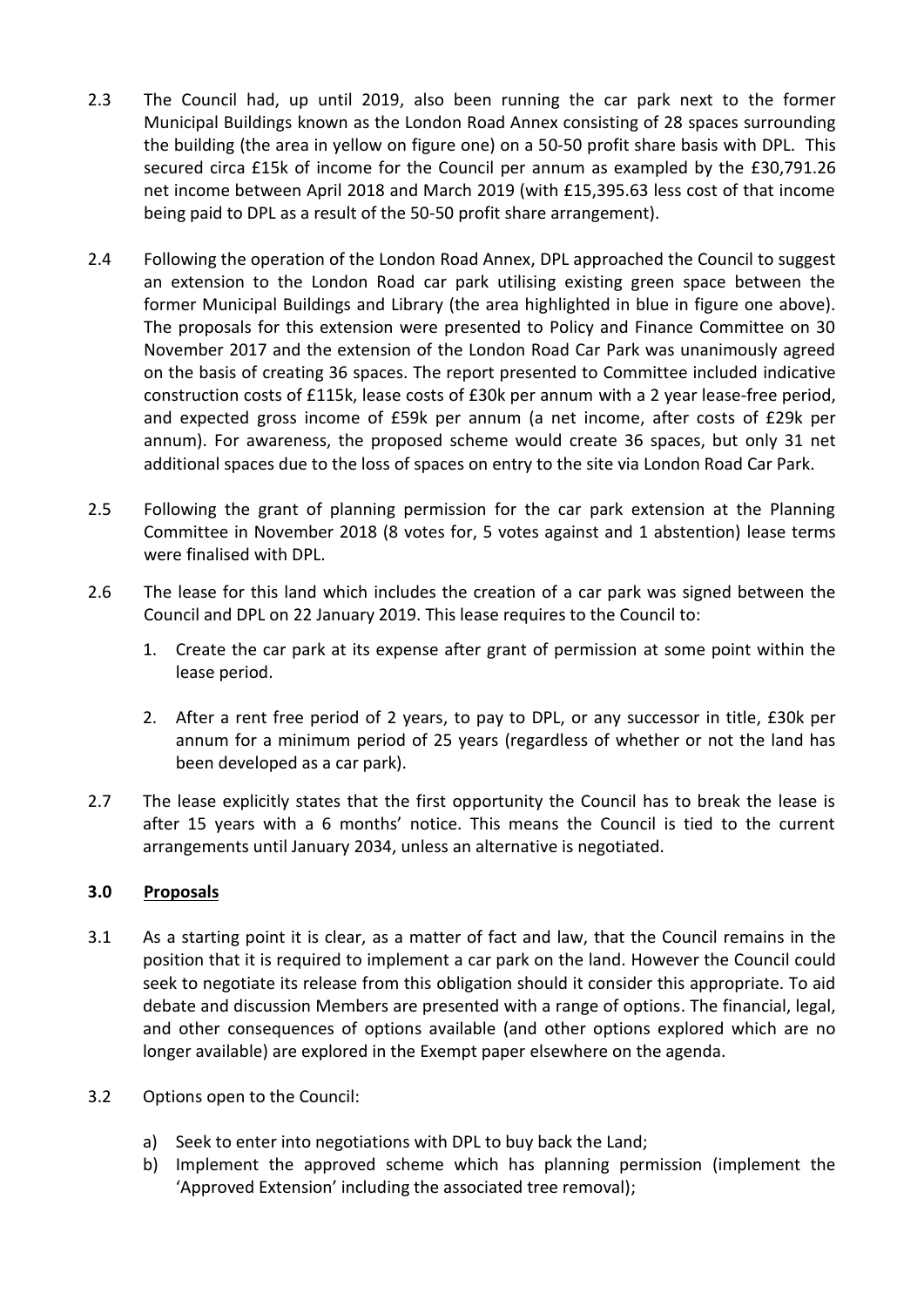2.3 The Council had, up until 2019, also been running the car park next to the former Municipal Buildings known as the London Road Annex consisting of 28 spaces surrounding the building (the area in yellow on figure one) on a 50-50 profit share basis with DPL. This secured circa £15k of income for the Council per annum as exampled by the £30,791.26 net income between April 2018 and March 2019 (with £15,395.63 less cost of that income being paid to DPL as a result of the 50-50 profit share arrangement).

2.4 Following the operation of the London Road Annex, DPL approached the Council to suggest an extension to the London Road car park utilising existing green space between the former Municipal Buildings and Library (the area highlighted in blue in figure one above). The proposals for this extension were presented to Policy and Finance Committee on 30 November 2017 and the extension of the London Road Car Park was unanimously agreed on the basis of creating 36 spaces. The report presented to Committee included indicative construction costs of £115k, lease costs of £30k per annum with a 2 year lease-free period, and expected gross income of £59k per annum (a net income, after costs of £29k per annum). For awareness, the proposed scheme would create 36 spaces, but only 31 net additional spaces due to the loss of spaces on entry to the site via London Road Car Park.

2.5 Following the grant of planning permission for the car park extension at the Planning Committee in November 2018 (8 votes for, 5 votes against and 1 abstention) lease terms were finalised with DPL.

2.6 The lease for this land which includes the creation of a car park was signed between the Council and DPL on 22 January 2019. This lease requires to the Council to:

1. Create the car park at its expense after grant of permission at some point within the lease period.
2. After a rent free period of 2 years, to pay to DPL, or any successor in title, £30k per annum for a minimum period of 25 years (regardless of whether or not the land has been developed as a car park).

2.7 The lease explicitly states that the first opportunity the Council has to break the lease is after 15 years with a 6 months' notice. This means the Council is tied to the current arrangements until January 2034, unless an alternative is negotiated.

## 3.0 Proposals

3.1 As a starting point it is clear, as a matter of fact and law, that the Council remains in the position that it is required to implement a car park on the land. However the Council could seek to negotiate its release from this obligation should it consider this appropriate. To aid debate and discussion Members are presented with a range of options. The financial, legal, and other consequences of options available (and other options explored which are no longer available) are explored in the Exempt paper elsewhere on the agenda.

3.2 Options open to the Council:

a) Seek to enter into negotiations with DPL to buy back the Land;
b) Implement the approved scheme which has planning permission (implement the 'Approved Extension' including the associated tree removal);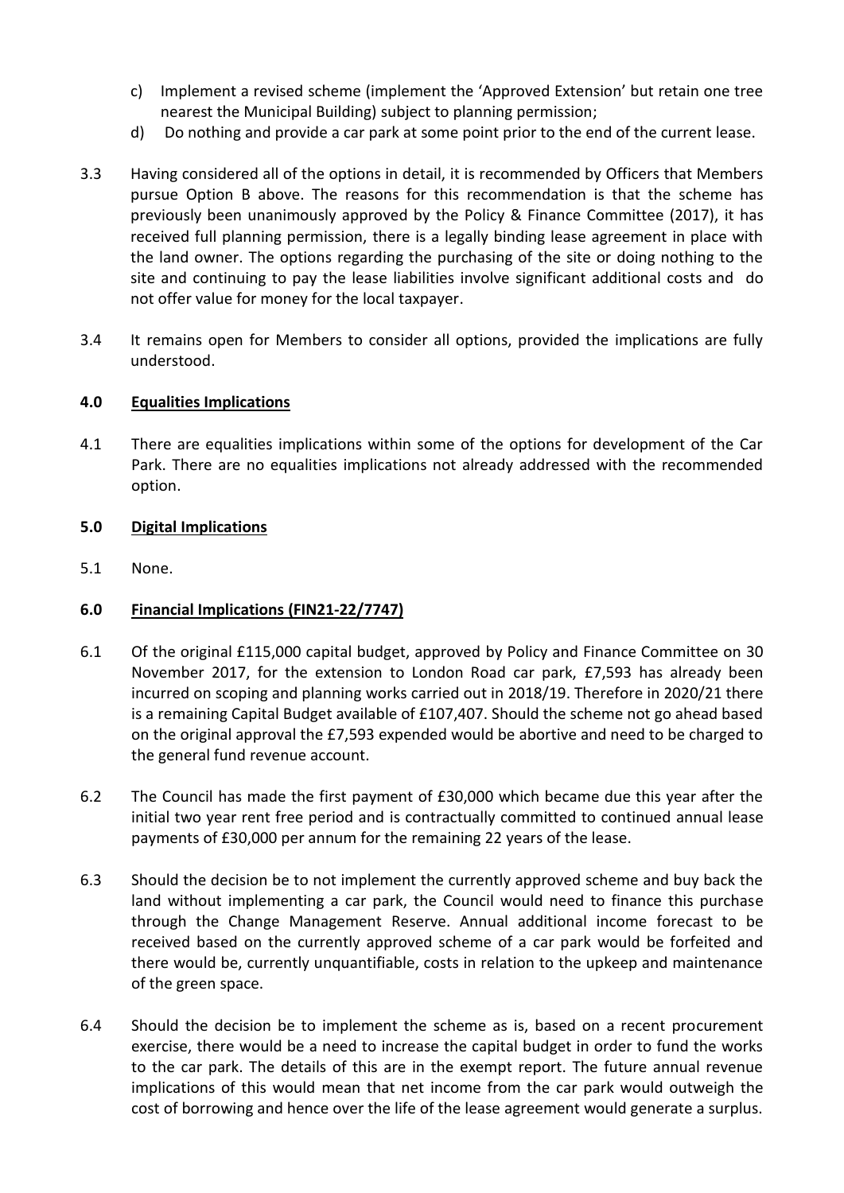c) Implement a revised scheme (implement the 'Approved Extension' but retain one tree nearest the Municipal Building) subject to planning permission;

d) Do nothing and provide a car park at some point prior to the end of the current lease.

3.3 Having considered all of the options in detail, it is recommended by Officers that Members pursue Option B above. The reasons for this recommendation is that the scheme has previously been unanimously approved by the Policy & Finance Committee (2017), it has received full planning permission, there is a legally binding lease agreement in place with the land owner. The options regarding the purchasing of the site or doing nothing to the site and continuing to pay the lease liabilities involve significant additional costs and do not offer value for money for the local taxpayer.

3.4 It remains open for Members to consider all options, provided the implications are fully understood.

## 4.0 Equalities Implications

4.1 There are equalities implications within some of the options for development of the Car Park. There are no equalities implications not already addressed with the recommended option.

## 5.0 Digital Implications

5.1 None.

## 6.0 Financial Implications (FIN21-22/7747)

6.1 Of the original £115,000 capital budget, approved by Policy and Finance Committee on 30 November 2017, for the extension to London Road car park, £7,593 has already been incurred on scoping and planning works carried out in 2018/19. Therefore in 2020/21 there is a remaining Capital Budget available of £107,407. Should the scheme not go ahead based on the original approval the £7,593 expended would be abortive and need to be charged to the general fund revenue account.

6.2 The Council has made the first payment of £30,000 which became due this year after the initial two year rent free period and is contractually committed to continued annual lease payments of £30,000 per annum for the remaining 22 years of the lease.

6.3 Should the decision be to not implement the currently approved scheme and buy back the land without implementing a car park, the Council would need to finance this purchase through the Change Management Reserve. Annual additional income forecast to be received based on the currently approved scheme of a car park would be forfeited and there would be, currently unquantifiable, costs in relation to the upkeep and maintenance of the green space.

6.4 Should the decision be to implement the scheme as is, based on a recent procurement exercise, there would be a need to increase the capital budget in order to fund the works to the car park. The details of this are in the exempt report. The future annual revenue implications of this would mean that net income from the car park would outweigh the cost of borrowing and hence over the life of the lease agreement would generate a surplus.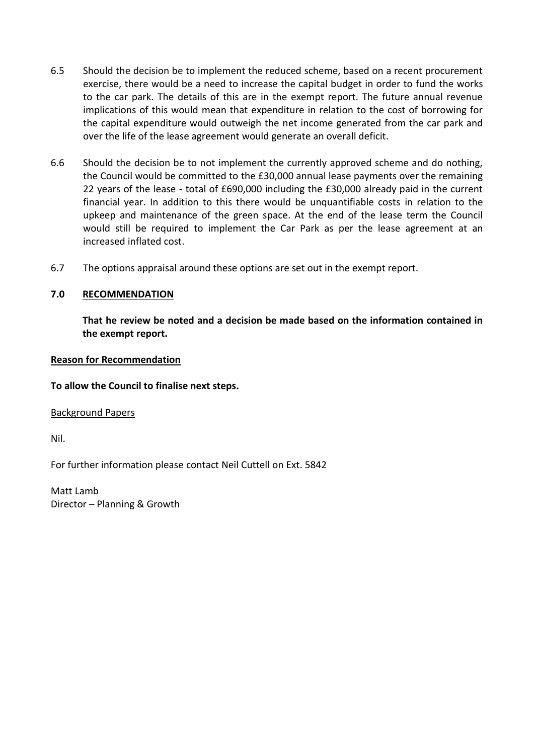6.5 Should the decision be to implement the reduced scheme, based on a recent procurement exercise, there would be a need to increase the capital budget in order to fund the works to the car park. The details of this are in the exempt report. The future annual revenue implications of this would mean that expenditure in relation to the cost of borrowing for the capital expenditure would outweigh the net income generated from the car park and over the life of the lease agreement would generate an overall deficit.

6.6 Should the decision be to not implement the currently approved scheme and do nothing, the Council would be committed to the £30,000 annual lease payments over the remaining 22 years of the lease - total of £690,000 including the £30,000 already paid in the current financial year. In addition to this there would be unquantifiable costs in relation to the upkeep and maintenance of the green space. At the end of the lease term the Council would still be required to implement the Car Park as per the lease agreement at an increased inflated cost.

6.7 The options appraisal around these options are set out in the exempt report.

## 7.0 RECOMMENDATION

**That he review be noted and a decision be made based on the information contained in the exempt report.**

**Reason for Recommendation**

**To allow the Council to finalise next steps.**

Background Papers

Nil.

For further information please contact Neil Cuttell on Ext. 5842

Matt Lamb
Director – Planning & Growth